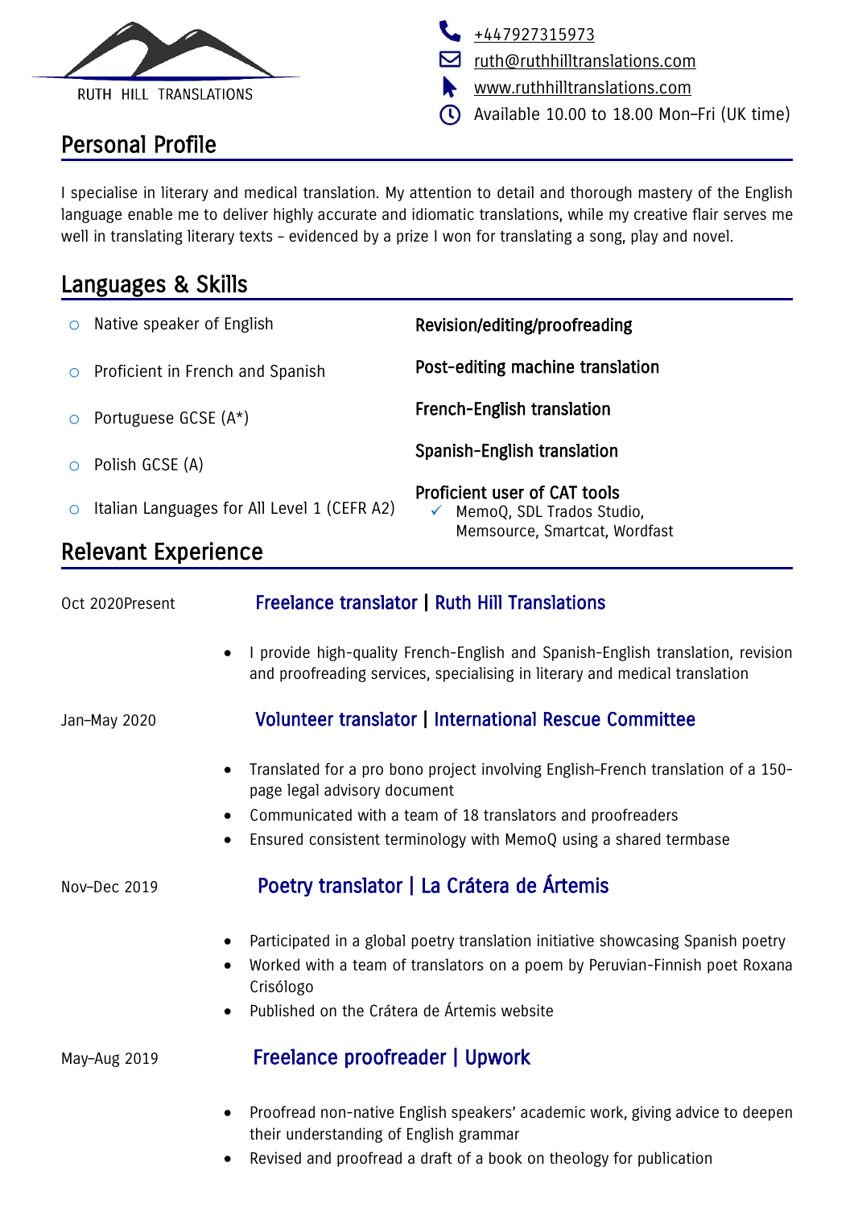RUTH HILL TRANSLATIONS

+447927315973
ruth@ruthhilltranslations.com
www.ruthhilltranslations.com
Available 10.00 to 18.00 Mon–Fri (UK time)

## Personal Profile

I specialise in literary and medical translation. My attention to detail and thorough mastery of the English language enable me to deliver highly accurate and idiomatic translations, while my creative flair serves me well in translating literary texts – evidenced by a prize I won for translating a song, play and novel.

## Languages & Skills

- Native speaker of English
- Proficient in French and Spanish
- Portuguese GCSE (A*)
- Polish GCSE (A)
- Italian Languages for All Level 1 (CEFR A2)

**Revision/editing/proofreading**

**Post-editing machine translation**

**French-English translation**

**Spanish-English translation**

**Proficient user of CAT tools**

- ✓ MemoQ, SDL Trados Studio, Memsource, Smartcat, Wordfast

## Relevant Experience

Oct 2020Present

### Freelance translator | Ruth Hill Translations

- I provide high-quality French-English and Spanish-English translation, revision and proofreading services, specialising in literary and medical translation

Jan–May 2020

### Volunteer translator | International Rescue Committee

- Translated for a pro bono project involving English–French translation of a 150-page legal advisory document
- Communicated with a team of 18 translators and proofreaders
- Ensured consistent terminology with MemoQ using a shared termbase

Nov–Dec 2019

### Poetry translator | La Crátera de Ártemis

- Participated in a global poetry translation initiative showcasing Spanish poetry
- Worked with a team of translators on a poem by Peruvian-Finnish poet Roxana Crisólogo
- Published on the Crátera de Ártemis website

May–Aug 2019

### Freelance proofreader | Upwork

- Proofread non-native English speakers' academic work, giving advice to deepen their understanding of English grammar
- Revised and proofread a draft of a book on theology for publication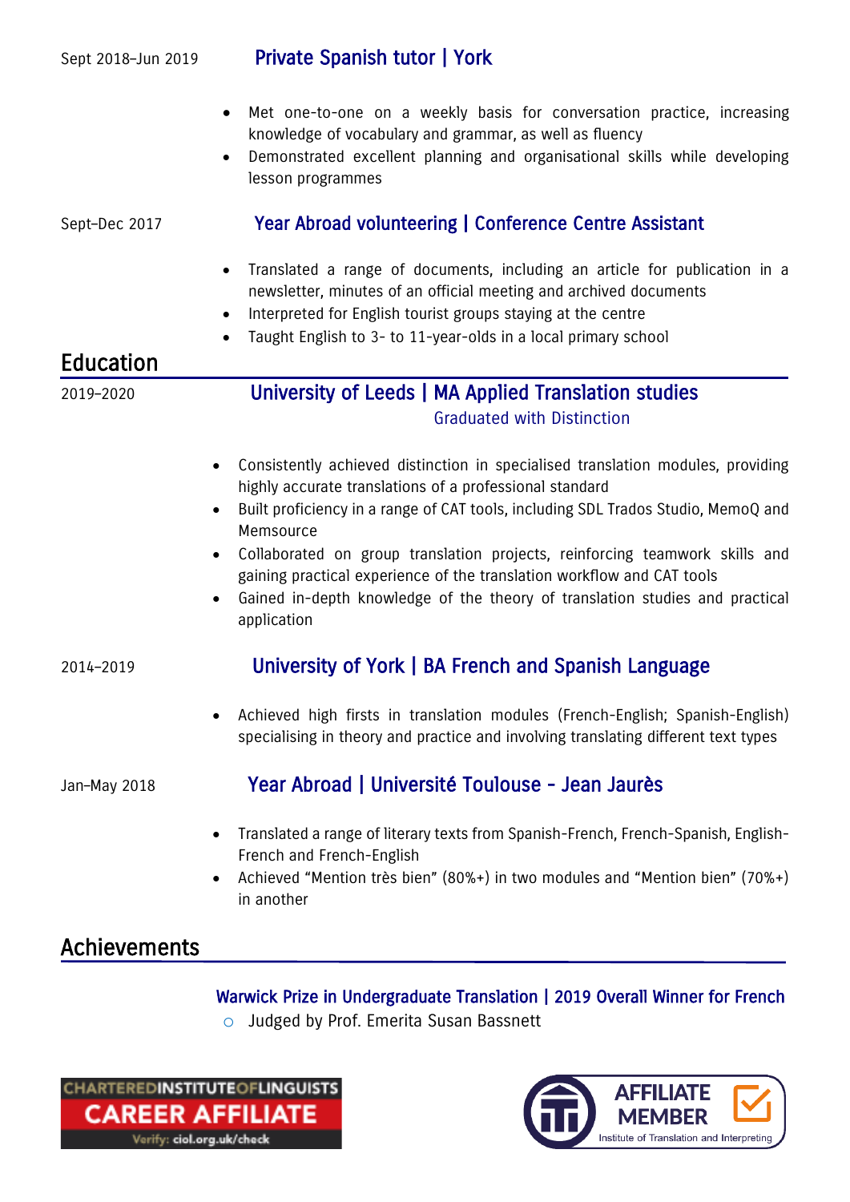Sept 2018–Jun 2019 **Private Spanish tutor | York**

- Met one-to-one on a weekly basis for conversation practice, increasing knowledge of vocabulary and grammar, as well as fluency
- Demonstrated excellent planning and organisational skills while developing lesson programmes

Sept–Dec 2017 **Year Abroad volunteering | Conference Centre Assistant**

- Translated a range of documents, including an article for publication in a newsletter, minutes of an official meeting and archived documents
- Interpreted for English tourist groups staying at the centre
- Taught English to 3- to 11-year-olds in a local primary school

## Education

2019–2020 **University of Leeds | MA Applied Translation studies**

Graduated with Distinction

- Consistently achieved distinction in specialised translation modules, providing highly accurate translations of a professional standard
- Built proficiency in a range of CAT tools, including SDL Trados Studio, MemoQ and Memsource
- Collaborated on group translation projects, reinforcing teamwork skills and gaining practical experience of the translation workflow and CAT tools
- Gained in-depth knowledge of the theory of translation studies and practical application

2014–2019 **University of York | BA French and Spanish Language**

- Achieved high firsts in translation modules (French-English; Spanish-English) specialising in theory and practice and involving translating different text types

Jan–May 2018 **Year Abroad | Université Toulouse - Jean Jaurès**

- Translated a range of literary texts from Spanish-French, French-Spanish, English-French and French-English
- Achieved “Mention très bien” (80%+) in two modules and “Mention bien” (70%+) in another

## Achievements

**Warwick Prize in Undergraduate Translation | 2019 Overall Winner for French**

- Judged by Prof. Emerita Susan Bassnett

CHARTERED INSTITUTE OF LINGUISTS
CAREER AFFILIATE
Verify: ciol.org.uk/check

AFFILIATE MEMBER
Institute of Translation and Interpreting